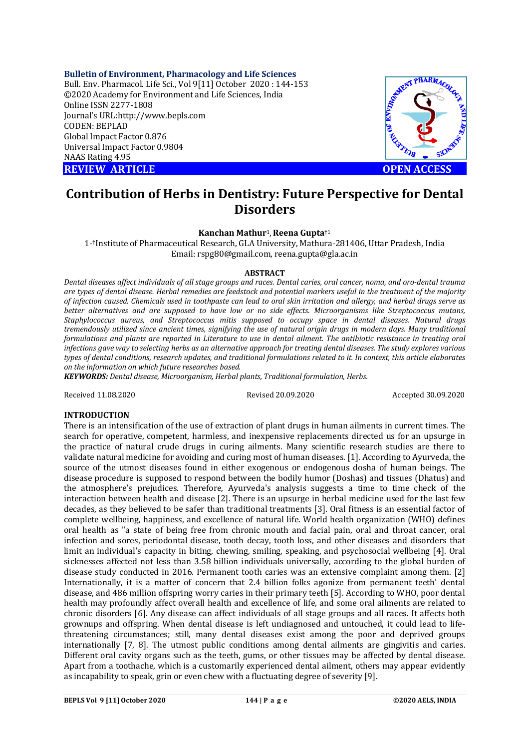**Bulletin of Environment, Pharmacology and Life Sciences**
Bull. Env. Pharmacol. Life Sci., Vol 9[11] October 2020 : 144-153
©2020 Academy for Environment and Life Sciences, India
Online ISSN 2277-1808
Journal's URL:http://www.bepls.com
CODEN: BEPLAD
Global Impact Factor 0.876
Universal Impact Factor 0.9804
NAAS Rating 4.95

**REVIEW ARTICLE** **OPEN ACCESS**

# Contribution of Herbs in Dentistry: Future Perspective for Dental Disorders

**Kanchan Mathur**[1], **Reena Gupta**[†1]

1-[†]Institute of Pharmaceutical Research, GLA University, Mathura-281406, Uttar Pradesh, India
Email: rspg80@gmail.com, reena.gupta@gla.ac.in

## ABSTRACT

*Dental diseases affect individuals of all stage groups and races. Dental caries, oral cancer, noma, and oro-dental trauma are types of dental disease. Herbal remedies are feedstock and potential markers useful in the treatment of the majority of infection caused. Chemicals used in toothpaste can lead to oral skin irritation and allergy, and herbal drugs serve as better alternatives and are supposed to have low or no side effects. Microorganisms like Streptococcus mutans, Staphylococcus aureus, and Streptococcus mitis supposed to occupy space in dental diseases. Natural drugs tremendously utilized since ancient times, signifying the use of natural origin drugs in modern days. Many traditional formulations and plants are reported in Literature to use in dental ailment. The antibiotic resistance in treating oral infections gave way to selecting herbs as an alternative approach for treating dental diseases. The study explores various types of dental conditions, research updates, and traditional formulations related to it. In context, this article elaborates on the information on which future researches based.*

***KEYWORDS:*** *Dental disease, Microorganism, Herbal plants, Traditional formulation, Herbs.*

Received 11.08.2020 Revised 20.09.2020 Accepted 30.09.2020

## INTRODUCTION

There is an intensification of the use of extraction of plant drugs in human ailments in current times. The search for operative, competent, harmless, and inexpensive replacements directed us for an upsurge in the practice of natural crude drugs in curing ailments. Many scientific research studies are there to validate natural medicine for avoiding and curing most of human diseases. [1]. According to Ayurveda, the source of the utmost diseases found in either exogenous or endogenous dosha of human beings. The disease procedure is supposed to respond between the bodily humor (Doshas) and tissues (Dhatus) and the atmosphere's prejudices. Therefore, Ayurveda's analysis suggests a time to time check of the interaction between health and disease [2]. There is an upsurge in herbal medicine used for the last few decades, as they believed to be safer than traditional treatments [3]. Oral fitness is an essential factor of complete wellbeing, happiness, and excellence of natural life. World health organization (WHO) defines oral health as "a state of being free from chronic mouth and facial pain, oral and throat cancer, oral infection and sores, periodontal disease, tooth decay, tooth loss, and other diseases and disorders that limit an individual's capacity in biting, chewing, smiling, speaking, and psychosocial wellbeing [4]. Oral sicknesses affected not less than 3.58 billion individuals universally, according to the global burden of disease study conducted in 2016. Permanent tooth caries was an extensive complaint among them. [2] Internationally, it is a matter of concern that 2.4 billion folks agonize from permanent teeth' dental disease, and 486 million offspring worry caries in their primary teeth [5]. According to WHO, poor dental health may profoundly affect overall health and excellence of life, and some oral ailments are related to chronic disorders [6]. Any disease can affect individuals of all stage groups and all races. It affects both grownups and offspring. When dental disease is left undiagnosed and untouched, it could lead to life-threatening circumstances; still, many dental diseases exist among the poor and deprived groups internationally [7, 8]. The utmost public conditions among dental ailments are gingivitis and caries. Different oral cavity organs such as the teeth, gums, or other tissues may be affected by dental disease. Apart from a toothache, which is a customarily experienced dental ailment, others may appear evidently as incapability to speak, grin or even chew with a fluctuating degree of severity [9].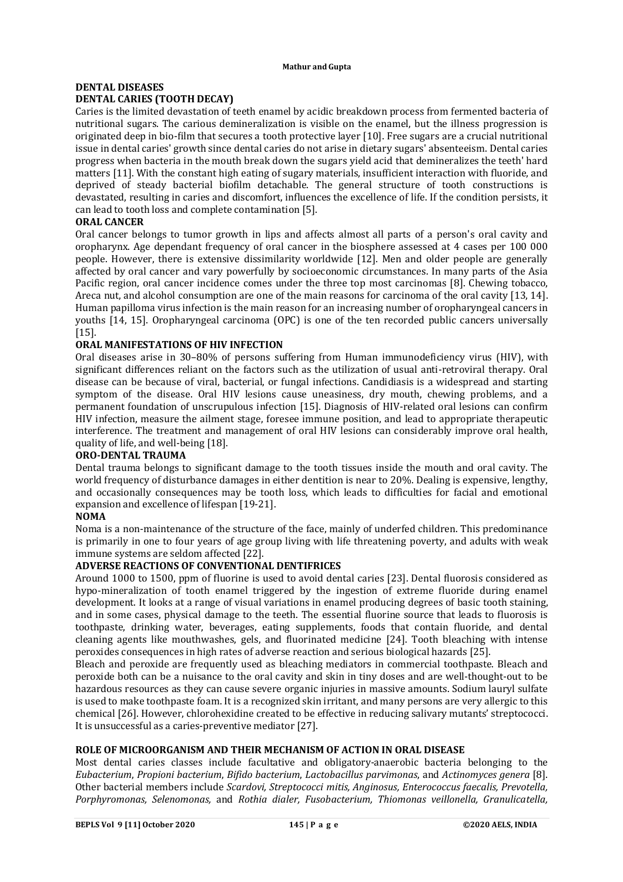## DENTAL DISEASES

### DENTAL CARIES (TOOTH DECAY)

Caries is the limited devastation of teeth enamel by acidic breakdown process from fermented bacteria of nutritional sugars. The carious demineralization is visible on the enamel, but the illness progression is originated deep in bio-film that secures a tooth protective layer [10]. Free sugars are a crucial nutritional issue in dental caries' growth since dental caries do not arise in dietary sugars' absenteeism. Dental caries progress when bacteria in the mouth break down the sugars yield acid that demineralizes the teeth' hard matters [11]. With the constant high eating of sugary materials, insufficient interaction with fluoride, and deprived of steady bacterial biofilm detachable. The general structure of tooth constructions is devastated, resulting in caries and discomfort, influences the excellence of life. If the condition persists, it can lead to tooth loss and complete contamination [5].

### ORAL CANCER

Oral cancer belongs to tumor growth in lips and affects almost all parts of a person's oral cavity and oropharynx. Age dependant frequency of oral cancer in the biosphere assessed at 4 cases per 100 000 people. However, there is extensive dissimilarity worldwide [12]. Men and older people are generally affected by oral cancer and vary powerfully by socioeconomic circumstances. In many parts of the Asia Pacific region, oral cancer incidence comes under the three top most carcinomas [8]. Chewing tobacco, Areca nut, and alcohol consumption are one of the main reasons for carcinoma of the oral cavity [13, 14]. Human papilloma virus infection is the main reason for an increasing number of oropharyngeal cancers in youths [14, 15]. Oropharyngeal carcinoma (OPC) is one of the ten recorded public cancers universally [15].

### ORAL MANIFESTATIONS OF HIV INFECTION

Oral diseases arise in 30–80% of persons suffering from Human immunodeficiency virus (HIV), with significant differences reliant on the factors such as the utilization of usual anti-retroviral therapy. Oral disease can be because of viral, bacterial, or fungal infections. Candidiasis is a widespread and starting symptom of the disease. Oral HIV lesions cause uneasiness, dry mouth, chewing problems, and a permanent foundation of unscrupulous infection [15]. Diagnosis of HIV-related oral lesions can confirm HIV infection, measure the ailment stage, foresee immune position, and lead to appropriate therapeutic interference. The treatment and management of oral HIV lesions can considerably improve oral health, quality of life, and well-being [18].

### ORO-DENTAL TRAUMA

Dental trauma belongs to significant damage to the tooth tissues inside the mouth and oral cavity. The world frequency of disturbance damages in either dentition is near to 20%. Dealing is expensive, lengthy, and occasionally consequences may be tooth loss, which leads to difficulties for facial and emotional expansion and excellence of lifespan [19-21].

### NOMA

Noma is a non-maintenance of the structure of the face, mainly of underfed children. This predominance is primarily in one to four years of age group living with life threatening poverty, and adults with weak immune systems are seldom affected [22].

### ADVERSE REACTIONS OF CONVENTIONAL DENTIFRICES

Around 1000 to 1500, ppm of fluorine is used to avoid dental caries [23]. Dental fluorosis considered as hypo-mineralization of tooth enamel triggered by the ingestion of extreme fluoride during enamel development. It looks at a range of visual variations in enamel producing degrees of basic tooth staining, and in some cases, physical damage to the teeth. The essential fluorine source that leads to fluorosis is toothpaste, drinking water, beverages, eating supplements, foods that contain fluoride, and dental cleaning agents like mouthwashes, gels, and fluorinated medicine [24]. Tooth bleaching with intense peroxides consequences in high rates of adverse reaction and serious biological hazards [25].

Bleach and peroxide are frequently used as bleaching mediators in commercial toothpaste. Bleach and peroxide both can be a nuisance to the oral cavity and skin in tiny doses and are well-thought-out to be hazardous resources as they can cause severe organic injuries in massive amounts. Sodium lauryl sulfate is used to make toothpaste foam. It is a recognized skin irritant, and many persons are very allergic to this chemical [26]. However, chlorohexidine created to be effective in reducing salivary mutants' streptococci. It is unsuccessful as a caries-preventive mediator [27].

## ROLE OF MICROORGANISM AND THEIR MECHANISM OF ACTION IN ORAL DISEASE

Most dental caries classes include facultative and obligatory-anaerobic bacteria belonging to the *Eubacterium*, *Propioni bacterium*, *Bifido bacterium*, *Lactobacillus parvimonas*, and *Actinomyces genera* [8]. Other bacterial members include *Scardovi, Streptococci mitis, Anginosus, Enterococcus faecalis, Prevotella, Porphyromonas, Selenomonas,* and *Rothia dialer, Fusobacterium, Thiomonas veillonella, Granulicatella,*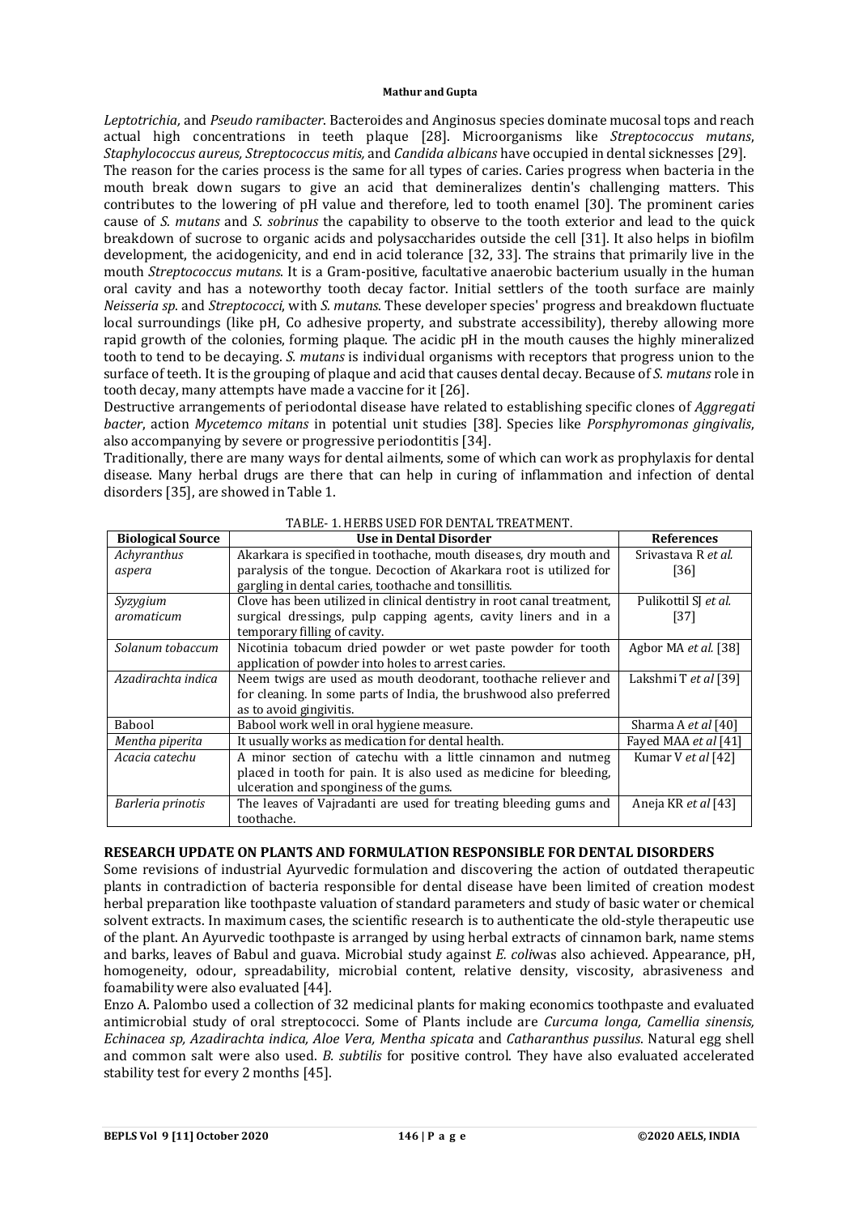*Leptotrichia*, and *Pseudo ramibacter*. Bacteroides and Anginosus species dominate mucosal tops and reach actual high concentrations in teeth plaque [28]. Microorganisms like *Streptococcus mutans*, *Staphylococcus aureus, Streptococcus mitis,* and *Candida albicans* have occupied in dental sicknesses [29].

The reason for the caries process is the same for all types of caries. Caries progress when bacteria in the mouth break down sugars to give an acid that demineralizes dentin's challenging matters. This contributes to the lowering of pH value and therefore, led to tooth enamel [30]. The prominent caries cause of *S. mutans* and *S. sobrinus* the capability to observe to the tooth exterior and lead to the quick breakdown of sucrose to organic acids and polysaccharides outside the cell [31]. It also helps in biofilm development, the acidogenicity, and end in acid tolerance [32, 33]. The strains that primarily live in the mouth *Streptococcus mutans*. It is a Gram-positive, facultative anaerobic bacterium usually in the human oral cavity and has a noteworthy tooth decay factor. Initial settlers of the tooth surface are mainly *Neisseria sp*. and *Streptococci*, with *S. mutans*. These developer species' progress and breakdown fluctuate local surroundings (like pH, Co adhesive property, and substrate accessibility), thereby allowing more rapid growth of the colonies, forming plaque. The acidic pH in the mouth causes the highly mineralized tooth to tend to be decaying. *S. mutans* is individual organisms with receptors that progress union to the surface of teeth. It is the grouping of plaque and acid that causes dental decay. Because of *S. mutans* role in tooth decay, many attempts have made a vaccine for it [26].

Destructive arrangements of periodontal disease have related to establishing specific clones of *Aggregati bacter*, action *Mycetemco mitans* in potential unit studies [38]. Species like *Porsphyromonas gingivalis*, also accompanying by severe or progressive periodontitis [34].

Traditionally, there are many ways for dental ailments, some of which can work as prophylaxis for dental disease. Many herbal drugs are there that can help in curing of inflammation and infection of dental disorders [35], are showed in Table 1.

TABLE- 1. HERBS USED FOR DENTAL TREATMENT.

| Biological Source | Use in Dental Disorder | References |
|---|---|---|
| *Achyranthus aspera* | Akarkara is specified in toothache, mouth diseases, dry mouth and paralysis of the tongue. Decoction of Akarkara root is utilized for gargling in dental caries, toothache and tonsillitis. | Srivastava R *et al.* [36] |
| *Syzygium aromaticum* | Clove has been utilized in clinical dentistry in root canal treatment, surgical dressings, pulp capping agents, cavity liners and in a temporary filling of cavity. | Pulikottil SJ *et al.* [37] |
| *Solanum tobaccum* | Nicotinia tobacum dried powder or wet paste powder for tooth application of powder into holes to arrest caries. | Agbor MA *et al.* [38] |
| *Azadirachta indica* | Neem twigs are used as mouth deodorant, toothache reliever and for cleaning. In some parts of India, the brushwood also preferred as to avoid gingivitis. | Lakshmi T *et al* [39] |
| Babool | Babool work well in oral hygiene measure. | Sharma A *et al* [40] |
| *Mentha piperita* | It usually works as medication for dental health. | Fayed MAA *et al* [41] |
| *Acacia catechu* | A minor section of catechu with a little cinnamon and nutmeg placed in tooth for pain. It is also used as medicine for bleeding, ulceration and sponginess of the gums. | Kumar V *et al* [42] |
| *Barleria prinotis* | The leaves of Vajradanti are used for treating bleeding gums and toothache. | Aneja KR *et al* [43] |

## RESEARCH UPDATE ON PLANTS AND FORMULATION RESPONSIBLE FOR DENTAL DISORDERS

Some revisions of industrial Ayurvedic formulation and discovering the action of outdated therapeutic plants in contradiction of bacteria responsible for dental disease have been limited of creation modest herbal preparation like toothpaste valuation of standard parameters and study of basic water or chemical solvent extracts. In maximum cases, the scientific research is to authenticate the old-style therapeutic use of the plant. An Ayurvedic toothpaste is arranged by using herbal extracts of cinnamon bark, name stems and barks, leaves of Babul and guava. Microbial study against *E. coli*was also achieved. Appearance, pH, homogeneity, odour, spreadability, microbial content, relative density, viscosity, abrasiveness and foamability were also evaluated [44].

Enzo A. Palombo used a collection of 32 medicinal plants for making economics toothpaste and evaluated antimicrobial study of oral streptococci. Some of Plants include are *Curcuma longa, Camellia sinensis, Echinacea sp, Azadirachta indica, Aloe Vera, Mentha spicata* and *Catharanthus pussilus*. Natural egg shell and common salt were also used. *B. subtilis* for positive control. They have also evaluated accelerated stability test for every 2 months [45].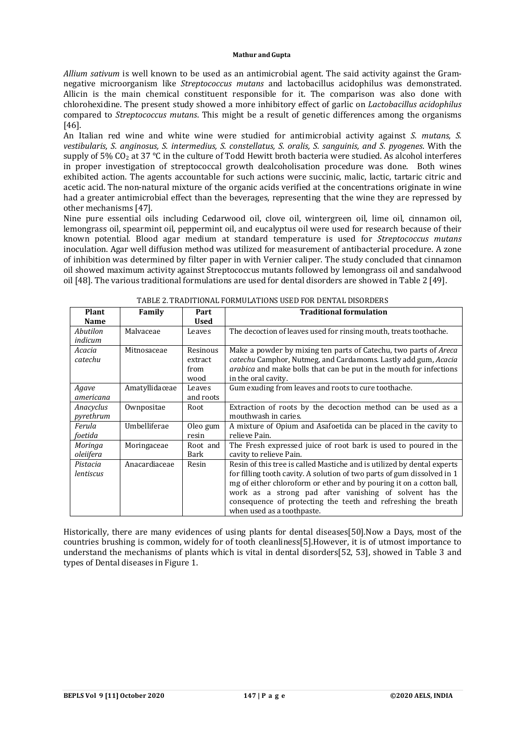*Allium sativum* is well known to be used as an antimicrobial agent. The said activity against the Gram-negative microorganism like *Streptococcus mutans* and lactobacillus acidophilus was demonstrated. Allicin is the main chemical constituent responsible for it. The comparison was also done with chlorohexidine. The present study showed a more inhibitory effect of garlic on *Lactobacillus acidophilus* compared to *Streptococcus mutans*. This might be a result of genetic differences among the organisms [46].

An Italian red wine and white wine were studied for antimicrobial activity against *S. mutans, S. vestibularis, S. anginosus, S. intermedius, S. constellatus, S. oralis, S. sanguinis, and S. pyogenes*. With the supply of 5% $CO_2$ at 37 °C in the culture of Todd Hewitt broth bacteria were studied. As alcohol interferes in proper investigation of streptococcal growth dealcoholisation procedure was done. Both wines exhibited action. The agents accountable for such actions were succinic, malic, lactic, tartaric citric and acetic acid. The non-natural mixture of the organic acids verified at the concentrations originate in wine had a greater antimicrobial effect than the beverages, representing that the wine they are repressed by other mechanisms [47].

Nine pure essential oils including Cedarwood oil, clove oil, wintergreen oil, lime oil, cinnamon oil, lemongrass oil, spearmint oil, peppermint oil, and eucalyptus oil were used for research because of their known potential. Blood agar medium at standard temperature is used for *Streptococcus mutans* inoculation. Agar well diffusion method was utilized for measurement of antibacterial procedure. A zone of inhibition was determined by filter paper in with Vernier caliper. The study concluded that cinnamon oil showed maximum activity against Streptococcus mutants followed by lemongrass oil and sandalwood oil [48]. The various traditional formulations are used for dental disorders are showed in Table 2 [49].

TABLE 2. TRADITIONAL FORMULATIONS USED FOR DENTAL DISORDERS

| Plant Name | Family | Part Used | Traditional formulation |
|---|---|---|---|
| *Abutilon indicum* | Malvaceae | Leaves | The decoction of leaves used for rinsing mouth, treats toothache. |
| *Acacia catechu* | Mitnosaceae | Resinous extract from wood | Make a powder by mixing ten parts of Catechu, two parts of *Areca catechu* Camphor, Nutmeg, and Cardamoms. Lastly add gum, *Acacia arabica* and make bolls that can be put in the mouth for infections in the oral cavity. |
| *Agave americana* | Amatyllidaceae | Leaves and roots | Gum exuding from leaves and roots to cure toothache. |
| *Anacyclus pyrethrum* | Ownpositae | Root | Extraction of roots by the decoction method can be used as a mouthwash in caries. |
| *Ferula foetida* | Umbelliferae | Oleo gum resin | A mixture of Opium and Asafoetida can be placed in the cavity to relieve Pain. |
| *Moringa oleiifera* | Moringaceae | Root and Bark | The Fresh expressed juice of root bark is used to poured in the cavity to relieve Pain. |
| *Pistacia lentiscus* | Anacardiaceae | Resin | Resin of this tree is called Mastiche and is utilized by dental experts for filling tooth cavity. A solution of two parts of gum dissolved in 1 mg of either chloroform or ether and by pouring it on a cotton ball, work as a strong pad after vanishing of solvent has the consequence of protecting the teeth and refreshing the breath when used as a toothpaste. |

Historically, there are many evidences of using plants for dental diseases[50].Now a Days, most of the countries brushing is common, widely for of tooth cleanliness[5].However, it is of utmost importance to understand the mechanisms of plants which is vital in dental disorders[52, 53], showed in Table 3 and types of Dental diseases in Figure 1.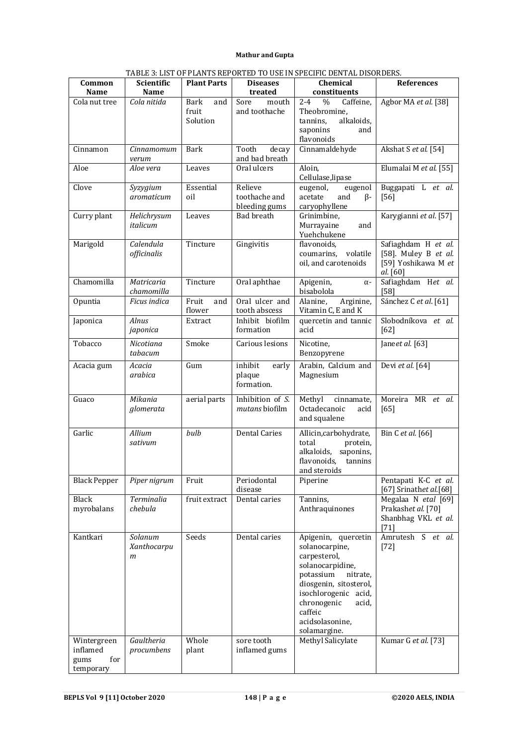TABLE 3: LIST OF PLANTS REPORTED TO USE IN SPECIFIC DENTAL DISORDERS.

| Common Name | Scientific Name | Plant Parts | Diseases treated | Chemical constituents | References |
|---|---|---|---|---|---|
| Cola nut tree | *Cola nitida* | Bark and fruit Solution | Sore mouth and toothache | 2-4 % Caffeine, Theobromine, tannins, alkaloids, saponins and flavonoids | Agbor MA *et al.* [38] |
| Cinnamon | *Cinnamomum verum* | Bark | Tooth decay and bad breath | Cinnamaldehyde | Akshat S *et al.* [54] |
| Aloe | *Aloe vera* | Leaves | Oral ulcers | Aloin, Cellulase,lipase | Elumalai M *et al.* [55] |
| Clove | *Syzygium aromaticum* | Essential oil | Relieve toothache and bleeding gums | eugenol, eugenol acetate and β-caryophyllene | Buggapati L *et al.* [56] |
| Curry plant | *Helichrysum italicum* | Leaves | Bad breath | Grinimbine, Murrayaine and Yuehchukene | Karygianni *et al.* [57] |
| Marigold | *Calendula officinalis* | Tincture | Gingivitis | flavonoids, coumarins, volatile oil, and carotenoids | Safiaghdam H *et al.* [58]. Muley B *et al.* [59] Yoshikawa M *et al.* [60] |
| Chamomilla | *Matricaria chamomilla* | Tincture | Oral aphthae | Apigenin, α-bisabolola | Safiaghdam H*et al.* [58] |
| Opuntia | *Ficus indica* | Fruit and flower | Oral ulcer and tooth abscess | Alanine, Arginine, Vitamin C, E and K | Sánchez C *et al*. [61] |
| Japonica | *Alnus japonica* | Extract | Inhibit biofilm formation | quercetin and tannic acid | Slobodníkova *et al.* [62] |
| Tobacco | *Nicotiana tabacum* | Smoke | Carious lesions | Nicotine, Benzopyrene | Jane*et al.* [63] |
| Acacia gum | *Acacia arabica* | Gum | inhibit early plaque formation. | Arabin, Calcium and Magnesium | Devi *et al.* [64] |
| Guaco | *Mikania glomerata* | aerial parts | Inhibition of *S. mutans* biofilm | Methyl cinnamate, Octadecanoic acid and squalene | Moreira MR *et al.* [65] |
| Garlic | *Allium sativum* | *bulb* | Dental Caries | Allicin,carbohydrate, total protein, alkaloids, saponins, flavonoids, tannins and steroids | Bin C *et al.* [66] |
| Black Pepper | *Piper nigrum* | Fruit | Periodontal disease | Piperine | Pentapati K-C *et al.* [67] Srinath*et al.*[68] |
| Black myrobalans | *Terminalia chebula* | fruit extract | Dental caries | Tannins, Anthraquinones | Megalaa N *etal* [69] Prakash*et al.* [70] Shanbhag VKL *et al.* [71] |
| Kantkari | *Solanum Xanthocarpum* | Seeds | Dental caries | Apigenin, quercetin solanocarpine, carpesterol, solanocarpidine, potassium nitrate, diosgenin, sitosterol, isochlorogenic acid, chronogenic acid, caffeic acidsolasonine, solamargine. | Amrutesh S *et al.* [72] |
| Wintergreen inflamed gums for temporary | *Gaultheria procumbens* | Whole plant | sore tooth inflamed gums | Methyl Salicylate | Kumar G *et al.* [73] |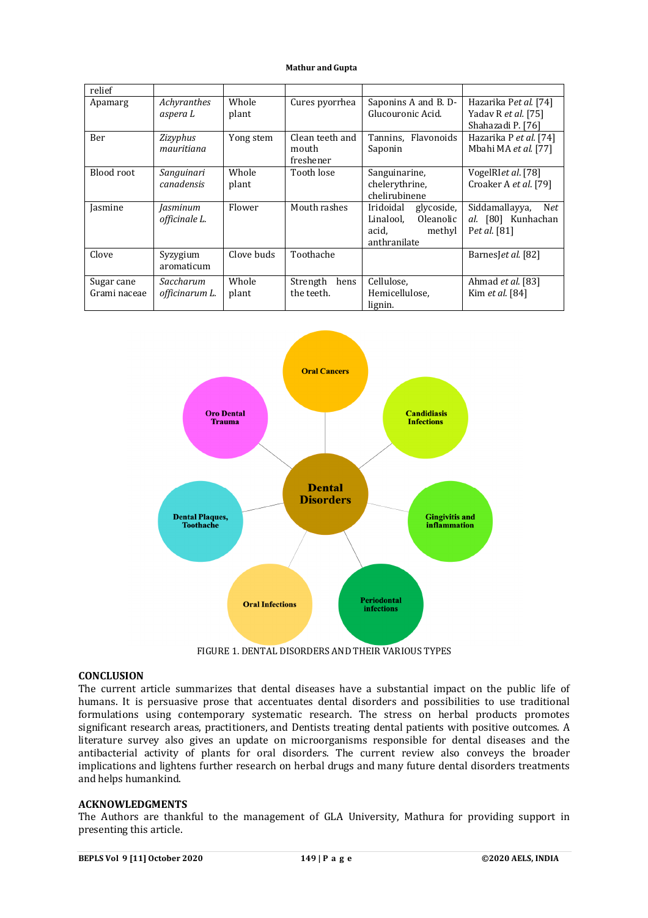| relief | | | | | |
|---|---|---|---|---|---|
| Apamarg | *Achyranthes aspera L* | Whole plant | Cures pyorrhea | Saponins A and B. D-Glucouronic Acid. | Hazarika P*et al.* [74] Yadav R *et al.* [75] Shahazadi P. [76] |
| Ber | *Zizyphus mauritiana* | Yong stem | Clean teeth and mouth freshener | Tannins, Flavonoids Saponin | Hazarika P *et al.* [74] Mbahi MA *et al.* [77] |
| Blood root | *Sanguinari canadensis* | Whole plant | Tooth lose | Sanguinarine, chelerythrine, chelirubinene | VogelRI*et al.* [78] Croaker A *et al.* [79] |
| Jasmine | *Jasminum officinale L.* | Flower | Mouth rashes | Iridoidal glycoside, Linalool, Oleanolic acid, methyl anthranilate | Siddamallayya, N*et al.* [80] Kunhachan P*et al.* [81] |
| Clove | Syzygium aromaticum | Clove buds | Toothache | | BarnesJ*et al.* [82] |
| Sugar cane Grami naceae | *Saccharum officinarum L.* | Whole plant | Strength hens the teeth. | Cellulose, Hemicellulose, lignin. | Ahmad *et al.* [83] Kim *et al.* [84] |

FIGURE 1. DENTAL DISORDERS AND THEIR VARIOUS TYPES

## CONCLUSION

The current article summarizes that dental diseases have a substantial impact on the public life of humans. It is persuasive prose that accentuates dental disorders and possibilities to use traditional formulations using contemporary systematic research. The stress on herbal products promotes significant research areas, practitioners, and Dentists treating dental patients with positive outcomes. A literature survey also gives an update on microorganisms responsible for dental diseases and the antibacterial activity of plants for oral disorders. The current review also conveys the broader implications and lightens further research on herbal drugs and many future dental disorders treatments and helps humankind.

## ACKNOWLEDGMENTS

The Authors are thankful to the management of GLA University, Mathura for providing support in presenting this article.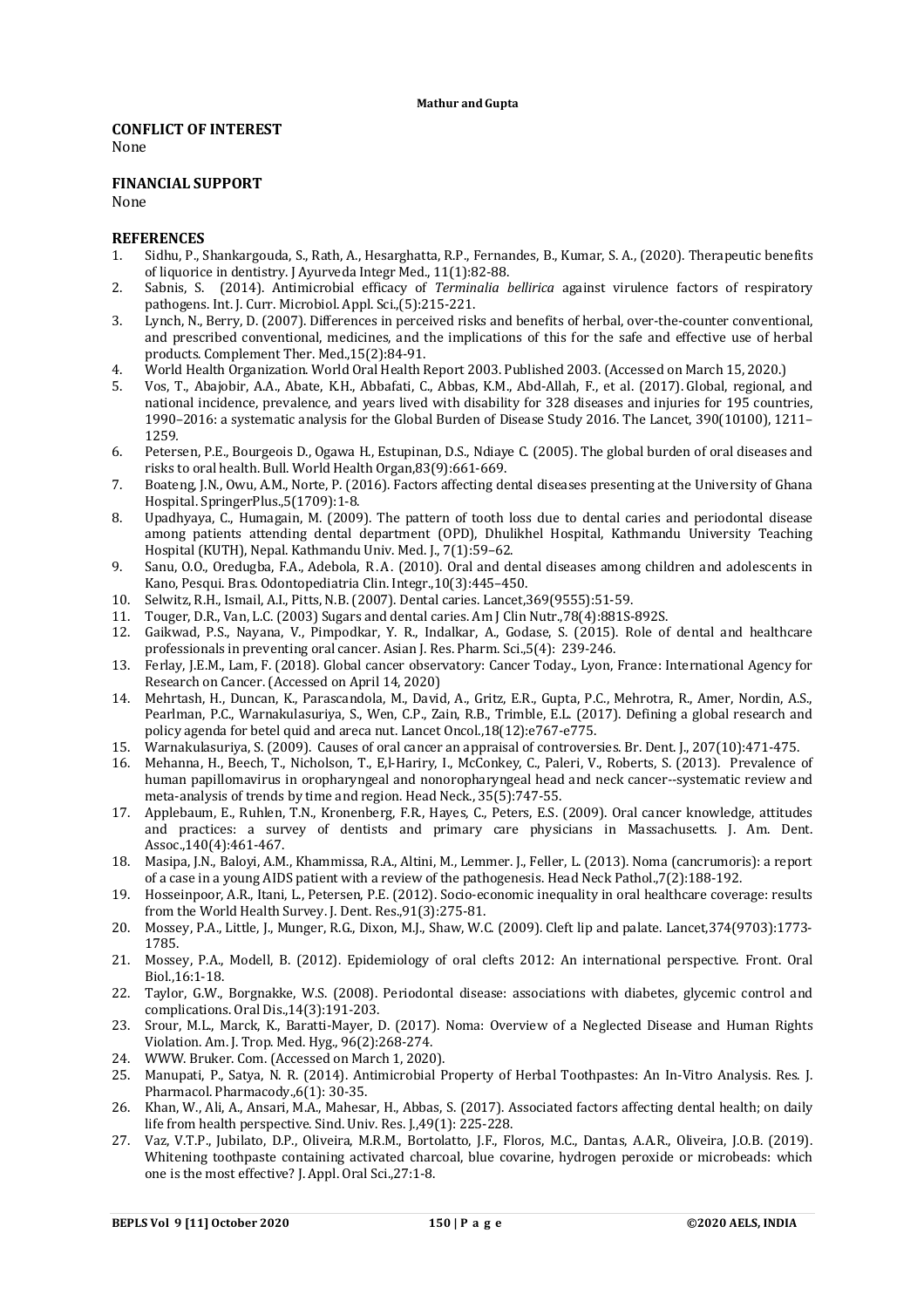## CONFLICT OF INTEREST

None

## FINANCIAL SUPPORT

None

## REFERENCES

1. Sidhu, P., Shankargouda, S., Rath, A., Hesarghatta, R.P., Fernandes, B., Kumar, S. A., (2020). Therapeutic benefits of liquorice in dentistry. J Ayurveda Integr Med., 11(1):82-88.
2. Sabnis, S. (2014). Antimicrobial efficacy of *Terminalia bellirica* against virulence factors of respiratory pathogens. Int. J. Curr. Microbiol. Appl. Sci.,(5):215-221.
3. Lynch, N., Berry, D. (2007). Differences in perceived risks and benefits of herbal, over-the-counter conventional, and prescribed conventional, medicines, and the implications of this for the safe and effective use of herbal products. Complement Ther. Med.,15(2):84-91.
4. World Health Organization. World Oral Health Report 2003. Published 2003. (Accessed on March 15, 2020.)
5. Vos, T., Abajobir, A.A., Abate, K.H., Abbafati, C., Abbas, K.M., Abd-Allah, F., et al. (2017). Global, regional, and national incidence, prevalence, and years lived with disability for 328 diseases and injuries for 195 countries, 1990–2016: a systematic analysis for the Global Burden of Disease Study 2016. The Lancet, 390(10100), 1211–1259.
6. Petersen, P.E., Bourgeois D., Ogawa H., Estupinan, D.S., Ndiaye C. (2005). The global burden of oral diseases and risks to oral health. Bull. World Health Organ,83(9):661-669.
7. Boateng, J.N., Owu, A.M., Norte, P. (2016). Factors affecting dental diseases presenting at the University of Ghana Hospital. SpringerPlus.,5(1709):1-8.
8. Upadhyaya, C., Humagain, M. (2009). The pattern of tooth loss due to dental caries and periodontal disease among patients attending dental department (OPD), Dhulikhel Hospital, Kathmandu University Teaching Hospital (KUTH), Nepal. Kathmandu Univ. Med. J., 7(1):59–62.
9. Sanu, O.O., Oredugba, F.A., Adebola, R.A. (2010). Oral and dental diseases among children and adolescents in Kano, Pesqui. Bras. Odontopediatria Clin. Integr.,10(3):445–450.
10. Selwitz, R.H., Ismail, A.I., Pitts, N.B. (2007). Dental caries. Lancet,369(9555):51-59.
11. Touger, D.R., Van, L.C. (2003) Sugars and dental caries. Am J Clin Nutr.,78(4):881S-892S.
12. Gaikwad, P.S., Nayana, V., Pimpodkar, Y. R., Indalkar, A., Godase, S. (2015). Role of dental and healthcare professionals in preventing oral cancer. Asian J. Res. Pharm. Sci.,5(4): 239-246.
13. Ferlay, J.E.M., Lam, F. (2018). Global cancer observatory: Cancer Today., Lyon, France: International Agency for Research on Cancer. (Accessed on April 14, 2020)
14. Mehrtash, H., Duncan, K., Parascandola, M., David, A., Gritz, E.R., Gupta, P.C., Mehrotra, R., Amer, Nordin, A.S., Pearlman, P.C., Warnakulasuriya, S., Wen, C.P., Zain, R.B., Trimble, E.L. (2017). Defining a global research and policy agenda for betel quid and areca nut. Lancet Oncol.,18(12):e767-e775.
15. Warnakulasuriya, S. (2009). Causes of oral cancer an appraisal of controversies. Br. Dent. J., 207(10):471-475.
16. Mehanna, H., Beech, T., Nicholson, T., E,l-Hariry, I., McConkey, C., Paleri, V., Roberts, S. (2013). Prevalence of human papillomavirus in oropharyngeal and nonoropharyngeal head and neck cancer--systematic review and meta-analysis of trends by time and region. Head Neck., 35(5):747-55.
17. Applebaum, E., Ruhlen, T.N., Kronenberg, F.R., Hayes, C., Peters, E.S. (2009). Oral cancer knowledge, attitudes and practices: a survey of dentists and primary care physicians in Massachusetts. J. Am. Dent. Assoc.,140(4):461-467.
18. Masipa, J.N., Baloyi, A.M., Khammissa, R.A., Altini, M., Lemmer. J., Feller, L. (2013). Noma (cancrumoris): a report of a case in a young AIDS patient with a review of the pathogenesis. Head Neck Pathol.,7(2):188-192.
19. Hosseinpoor, A.R., Itani, L., Petersen, P.E. (2012). Socio-economic inequality in oral healthcare coverage: results from the World Health Survey. J. Dent. Res.,91(3):275-81.
20. Mossey, P.A., Little, J., Munger, R.G., Dixon, M.J., Shaw, W.C. (2009). Cleft lip and palate. Lancet,374(9703):1773-1785.
21. Mossey, P.A., Modell, B. (2012). Epidemiology of oral clefts 2012: An international perspective. Front. Oral Biol.,16:1-18.
22. Taylor, G.W., Borgnakke, W.S. (2008). Periodontal disease: associations with diabetes, glycemic control and complications. Oral Dis.,14(3):191-203.
23. Srour, M.L., Marck, K., Baratti-Mayer, D. (2017). Noma: Overview of a Neglected Disease and Human Rights Violation. Am. J. Trop. Med. Hyg., 96(2):268-274.
24. WWW. Bruker. Com. (Accessed on March 1, 2020).
25. Manupati, P., Satya, N. R. (2014). Antimicrobial Property of Herbal Toothpastes: An In-Vitro Analysis. Res. J. Pharmacol. Pharmacody.,6(1): 30-35.
26. Khan, W., Ali, A., Ansari, M.A., Mahesar, H., Abbas, S. (2017). Associated factors affecting dental health; on daily life from health perspective. Sind. Univ. Res. J.,49(1): 225-228.
27. Vaz, V.T.P., Jubilato, D.P., Oliveira, M.R.M., Bortolatto, J.F., Floros, M.C., Dantas, A.A.R., Oliveira, J.O.B. (2019). Whitening toothpaste containing activated charcoal, blue covarine, hydrogen peroxide or microbeads: which one is the most effective? J. Appl. Oral Sci.,27:1-8.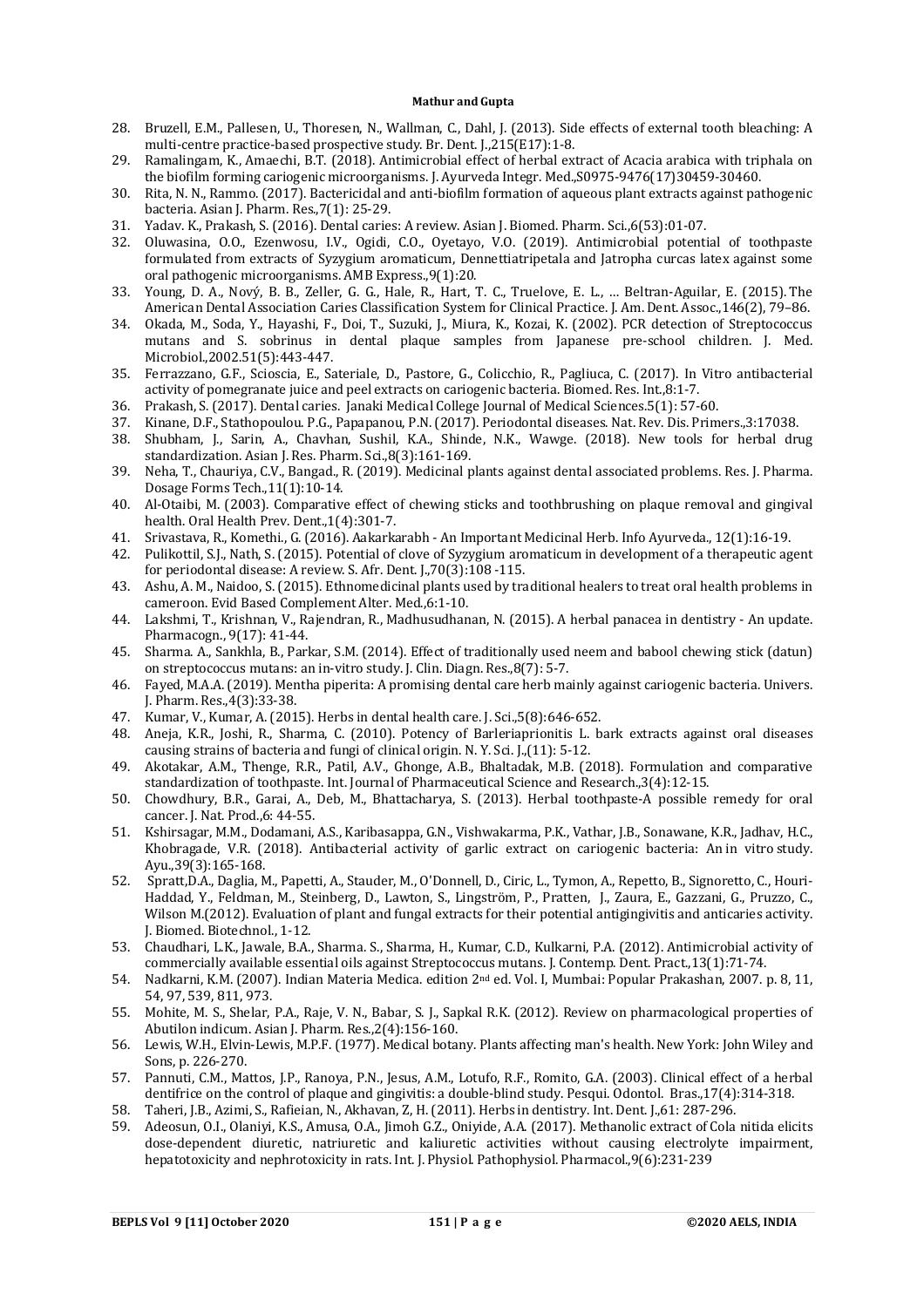28. Bruzell, E.M., Pallesen, U., Thoresen, N., Wallman, C., Dahl, J. (2013). Side effects of external tooth bleaching: A multi-centre practice-based prospective study. Br. Dent. J.,215(E17):1-8.
29. Ramalingam, K., Amaechi, B.T. (2018). Antimicrobial effect of herbal extract of Acacia arabica with triphala on the biofilm forming cariogenic microorganisms. J. Ayurveda Integr. Med.,S0975-9476(17)30459-30460.
30. Rita, N. N., Rammo. (2017). Bactericidal and anti-biofilm formation of aqueous plant extracts against pathogenic bacteria. Asian J. Pharm. Res.,7(1): 25-29.
31. Yadav. K., Prakash, S. (2016). Dental caries: A review. Asian J. Biomed. Pharm. Sci.,6(53):01-07.
32. Oluwasina, O.O., Ezenwosu, I.V., Ogidi, C.O., Oyetayo, V.O. (2019). Antimicrobial potential of toothpaste formulated from extracts of Syzygium aromaticum, Dennettiatripetala and Jatropha curcas latex against some oral pathogenic microorganisms. AMB Express.,9(1):20.
33. Young, D. A., Nový, B. B., Zeller, G. G., Hale, R., Hart, T. C., Truelove, E. L., … Beltran-Aguilar, E. (2015). The American Dental Association Caries Classification System for Clinical Practice. J. Am. Dent. Assoc.,146(2), 79–86.
34. Okada, M., Soda, Y., Hayashi, F., Doi, T., Suzuki, J., Miura, K., Kozai, K. (2002). PCR detection of Streptococcus mutans and S. sobrinus in dental plaque samples from Japanese pre-school children. J. Med. Microbiol.,2002.51(5):443-447.
35. Ferrazzano, G.F., Scioscia, E., Sateriale, D., Pastore, G., Colicchio, R., Pagliuca, C. (2017). In Vitro antibacterial activity of pomegranate juice and peel extracts on cariogenic bacteria. Biomed. Res. Int.,8:1-7.
36. Prakash, S. (2017). Dental caries. Janaki Medical College Journal of Medical Sciences.5(1): 57-60.
37. Kinane, D.F., Stathopoulou. P.G., Papapanou, P.N. (2017). Periodontal diseases. Nat. Rev. Dis. Primers.,3:17038.
38. Shubham, J., Sarin, A., Chavhan, Sushil, K.A., Shinde, N.K., Wawge. (2018). New tools for herbal drug standardization. Asian J. Res. Pharm. Sci.,8(3):161-169.
39. Neha, T., Chauriya, C.V., Bangad., R. (2019). Medicinal plants against dental associated problems. Res. J. Pharma. Dosage Forms Tech.,11(1):10-14.
40. Al-Otaibi, M. (2003). Comparative effect of chewing sticks and toothbrushing on plaque removal and gingival health. Oral Health Prev. Dent.,1(4):301-7.
41. Srivastava, R., Komethi., G. (2016). Aakarkarabh - An Important Medicinal Herb. Info Ayurveda., 12(1):16-19.
42. Pulikottil, S.J., Nath, S. (2015). Potential of clove of Syzygium aromaticum in development of a therapeutic agent for periodontal disease: A review. S. Afr. Dent. J.,70(3):108 -115.
43. Ashu, A. M., Naidoo, S. (2015). Ethnomedicinal plants used by traditional healers to treat oral health problems in cameroon. Evid Based Complement Alter. Med.,6:1-10.
44. Lakshmi, T., Krishnan, V., Rajendran, R., Madhusudhanan, N. (2015). A herbal panacea in dentistry - An update. Pharmacogn., 9(17): 41-44.
45. Sharma. A., Sankhla, B., Parkar, S.M. (2014). Effect of traditionally used neem and babool chewing stick (datun) on streptococcus mutans: an in-vitro study. J. Clin. Diagn. Res.,8(7): 5-7.
46. Fayed, M.A.A. (2019). Mentha piperita: A promising dental care herb mainly against cariogenic bacteria. Univers. J. Pharm. Res.,4(3):33-38.
47. Kumar, V., Kumar, A. (2015). Herbs in dental health care. J. Sci.,5(8):646-652.
48. Aneja, K.R., Joshi, R., Sharma, C. (2010). Potency of Barleriaprionitis L. bark extracts against oral diseases causing strains of bacteria and fungi of clinical origin. N. Y. Sci. J.,(11): 5-12.
49. Akotakar, A.M., Thenge, R.R., Patil, A.V., Ghonge, A.B., Bhaltadak, M.B. (2018). Formulation and comparative standardization of toothpaste. Int. Journal of Pharmaceutical Science and Research.,3(4):12-15.
50. Chowdhury, B.R., Garai, A., Deb, M., Bhattacharya, S. (2013). Herbal toothpaste-A possible remedy for oral cancer. J. Nat. Prod.,6: 44-55.
51. Kshirsagar, M.M., Dodamani, A.S., Karibasappa, G.N., Vishwakarma, P.K., Vathar, J.B., Sonawane, K.R., Jadhav, H.C., Khobragade, V.R. (2018). Antibacterial activity of garlic extract on cariogenic bacteria: An in vitro study. Ayu.,39(3):165-168.
52. Spratt,D.A., Daglia, M., Papetti, A., Stauder, M., O'Donnell, D., Ciric, L., Tymon, A., Repetto, B., Signoretto, C., Houri-Haddad, Y., Feldman, M., Steinberg, D., Lawton, S., Lingström, P., Pratten, J., Zaura, E., Gazzani, G., Pruzzo, C., Wilson M.(2012). Evaluation of plant and fungal extracts for their potential antigingivitis and anticaries activity. J. Biomed. Biotechnol., 1-12.
53. Chaudhari, L.K., Jawale, B.A., Sharma. S., Sharma, H., Kumar, C.D., Kulkarni, P.A. (2012). Antimicrobial activity of commercially available essential oils against Streptococcus mutans. J. Contemp. Dent. Pract.,13(1):71-74.
54. Nadkarni, K.M. (2007). Indian Materia Medica. edition 2nd ed. Vol. I, Mumbai: Popular Prakashan, 2007. p. 8, 11, 54, 97, 539, 811, 973.
55. Mohite, M. S., Shelar, P.A., Raje, V. N., Babar, S. J., Sapkal R.K. (2012). Review on pharmacological properties of Abutilon indicum. Asian J. Pharm. Res.,2(4):156-160.
56. Lewis, W.H., Elvin-Lewis, M.P.F. (1977). Medical botany. Plants affecting man's health. New York: John Wiley and Sons, p. 226-270.
57. Pannuti, C.M., Mattos, J.P., Ranoya, P.N., Jesus, A.M., Lotufo, R.F., Romito, G.A. (2003). Clinical effect of a herbal dentifrice on the control of plaque and gingivitis: a double-blind study. Pesqui. Odontol. Bras.,17(4):314-318.
58. Taheri, J.B., Azimi, S., Rafieian, N., Akhavan, Z, H. (2011). Herbs in dentistry. Int. Dent. J.,61: 287-296.
59. Adeosun, O.I., Olaniyi, K.S., Amusa, O.A., Jimoh G.Z., Oniyide, A.A. (2017). Methanolic extract of Cola nitida elicits dose-dependent diuretic, natriuretic and kaliuretic activities without causing electrolyte impairment, hepatotoxicity and nephrotoxicity in rats. Int. J. Physiol. Pathophysiol. Pharmacol.,9(6):231-239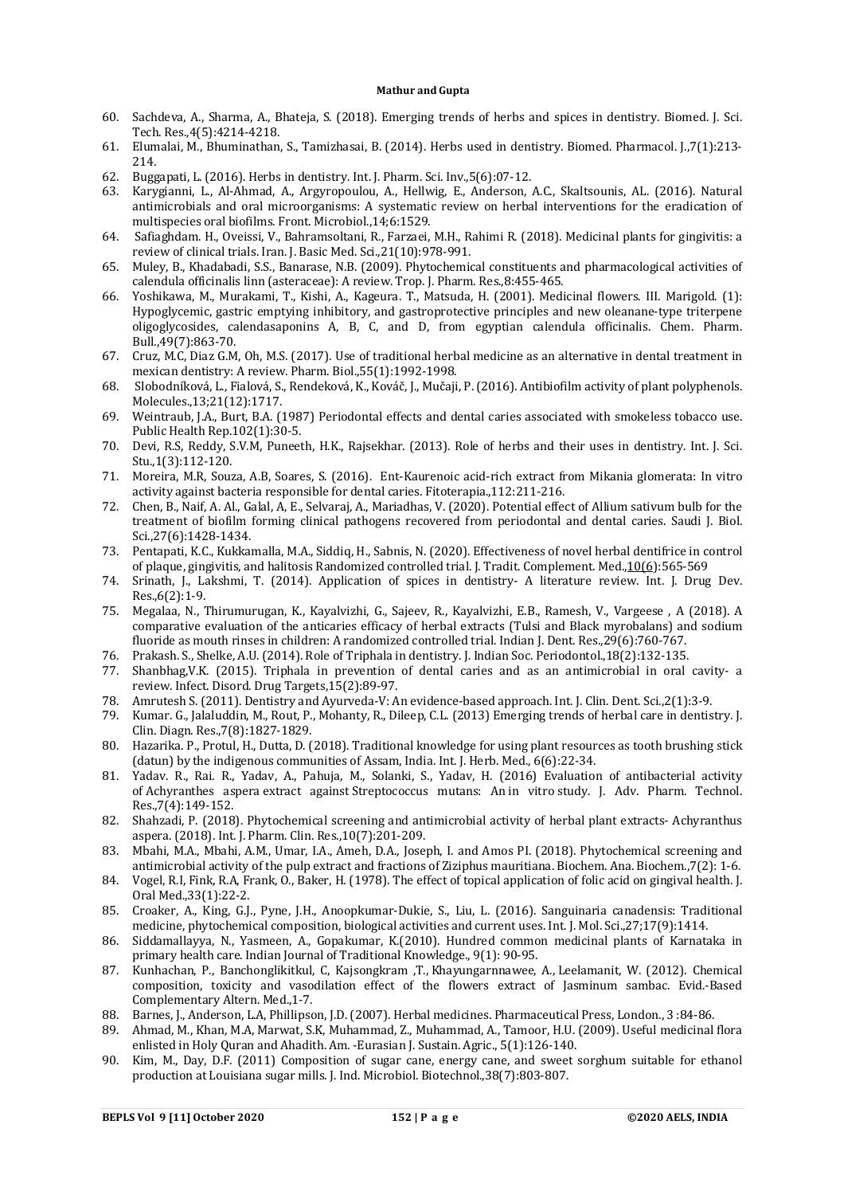60. Sachdeva, A., Sharma, A., Bhateja, S. (2018). Emerging trends of herbs and spices in dentistry. Biomed. J. Sci. Tech. Res.,4(5):4214-4218.
61. Elumalai, M., Bhuminathan, S., Tamizhasai, B. (2014). Herbs used in dentistry. Biomed. Pharmacol. J.,7(1):213-214.
62. Buggapati, L. (2016). Herbs in dentistry. Int. J. Pharm. Sci. Inv.,5(6):07-12.
63. Karygianni, L., Al-Ahmad, A., Argyropoulou, A., Hellwig, E., Anderson, A.C., Skaltsounis, AL. (2016). Natural antimicrobials and oral microorganisms: A systematic review on herbal interventions for the eradication of multispecies oral biofilms. Front. Microbiol.,14;6:1529.
64. Safiaghdam. H., Oveissi, V., Bahramsoltani, R., Farzaei, M.H., Rahimi R. (2018). Medicinal plants for gingivitis: a review of clinical trials. Iran. J. Basic Med. Sci.,21(10):978-991.
65. Muley, B., Khadabadi, S.S., Banarase, N.B. (2009). Phytochemical constituents and pharmacological activities of calendula officinalis linn (asteraceae): A review. Trop. J. Pharm. Res.,8:455-465.
66. Yoshikawa, M., Murakami, T., Kishi, A., Kageura. T., Matsuda, H. (2001). Medicinal flowers. III. Marigold. (1): Hypoglycemic, gastric emptying inhibitory, and gastroprotective principles and new oleanane-type triterpene oligoglycosides, calendasaponins A, B, C, and D, from egyptian calendula officinalis. Chem. Pharm. Bull.,49(7):863-70.
67. Cruz, M.C, Diaz G.M, Oh, M.S. (2017). Use of traditional herbal medicine as an alternative in dental treatment in mexican dentistry: A review. Pharm. Biol.,55(1):1992-1998.
68. Slobodníková, L., Fialová, S., Rendeková, K., Kováč, J., Mučaji, P. (2016). Antibiofilm activity of plant polyphenols. Molecules.,13;21(12):1717.
69. Weintraub, J.A., Burt, B.A. (1987) Periodontal effects and dental caries associated with smokeless tobacco use. Public Health Rep.102(1):30-5.
70. Devi, R.S, Reddy, S.V.M, Puneeth, H.K., Rajsekhar. (2013). Role of herbs and their uses in dentistry. Int. J. Sci. Stu.,1(3):112-120.
71. Moreira, M.R, Souza, A.B, Soares, S. (2016). Ent-Kaurenoic acid-rich extract from Mikania glomerata: In vitro activity against bacteria responsible for dental caries. Fitoterapia.,112:211-216.
72. Chen, B., Naif, A. Al., Galal, A, E., Selvaraj, A., Mariadhas, V. (2020). Potential effect of Allium sativum bulb for the treatment of biofilm forming clinical pathogens recovered from periodontal and dental caries. Saudi J. Biol. Sci.,27(6):1428-1434.
73. Pentapati, K.C., Kukkamalla, M.A., Siddiq, H., Sabnis, N. (2020). Effectiveness of novel herbal dentifrice in control of plaque, gingivitis, and halitosis Randomized controlled trial. J. Tradit. Complement. Med.,10(6):565-569
74. Srinath, J., Lakshmi, T. (2014). Application of spices in dentistry- A literature review. Int. J. Drug Dev. Res.,6(2):1-9.
75. Megalaa, N., Thirumurugan, K., Kayalvizhi, G., Sajeev, R., Kayalvizhi, E.B., Ramesh, V., Vargeese , A (2018). A comparative evaluation of the anticaries efficacy of herbal extracts (Tulsi and Black myrobalans) and sodium fluoride as mouth rinses in children: A randomized controlled trial. Indian J. Dent. Res.,29(6):760-767.
76. Prakash. S., Shelke, A.U. (2014). Role of Triphala in dentistry. J. Indian Soc. Periodontol.,18(2):132-135.
77. Shanbhag,V.K. (2015). Triphala in prevention of dental caries and as an antimicrobial in oral cavity- a review. Infect. Disord. Drug Targets,15(2):89-97.
78. Amrutesh S. (2011). Dentistry and Ayurveda-V: An evidence-based approach. Int. J. Clin. Dent. Sci.,2(1):3-9.
79. Kumar. G., Jalaluddin, M., Rout, P., Mohanty, R., Dileep, C.L. (2013) Emerging trends of herbal care in dentistry. J. Clin. Diagn. Res.,7(8):1827-1829.
80. Hazarika. P., Protul, H., Dutta, D. (2018). Traditional knowledge for using plant resources as tooth brushing stick (datun) by the indigenous communities of Assam, India. Int. J. Herb. Med., 6(6):22-34.
81. Yadav. R., Rai. R., Yadav, A., Pahuja, M., Solanki, S., Yadav, H. (2016) Evaluation of antibacterial activity of Achyranthes aspera extract against Streptococcus mutans: An in vitro study. J. Adv. Pharm. Technol. Res.,7(4):149-152.
82. Shahzadi, P. (2018). Phytochemical screening and antimicrobial activity of herbal plant extracts- Achyranthus aspera. (2018). Int. J. Pharm. Clin. Res.,10(7):201-209.
83. Mbahi, M.A., Mbahi, A.M., Umar, I.A., Ameh, D.A., Joseph, I. and Amos PI. (2018). Phytochemical screening and antimicrobial activity of the pulp extract and fractions of Ziziphus mauritiana. Biochem. Ana. Biochem.,7(2): 1-6.
84. Vogel, R.I, Fink, R.A, Frank, O., Baker, H. (1978). The effect of topical application of folic acid on gingival health. J. Oral Med.,33(1):22-2.
85. Croaker, A., King, G.J., Pyne, J.H., Anoopkumar-Dukie, S., Liu, L. (2016). Sanguinaria canadensis: Traditional medicine, phytochemical composition, biological activities and current uses. Int. J. Mol. Sci.,27;17(9):1414.
86. Siddamallayya, N., Yasmeen, A., Gopakumar, K.(2010). Hundred common medicinal plants of Karnataka in primary health care. Indian Journal of Traditional Knowledge., 9(1): 90-95.
87. Kunhachan, P., Banchonglikitkul, C, Kajsongkram ,T., Khayungarnnawee, A., Leelamanit, W. (2012). Chemical composition, toxicity and vasodilation effect of the flowers extract of Jasminum sambac. Evid.-Based Complementary Altern. Med.,1-7.
88. Barnes, J., Anderson, L.A, Phillipson, J.D. (2007). Herbal medicines. Pharmaceutical Press, London., 3 :84-86.
89. Ahmad, M., Khan, M.A, Marwat, S.K, Muhammad, Z., Muhammad, A., Tamoor, H.U. (2009). Useful medicinal flora enlisted in Holy Quran and Ahadith. Am. -Eurasian J. Sustain. Agric., 5(1):126-140.
90. Kim, M., Day, D.F. (2011) Composition of sugar cane, energy cane, and sweet sorghum suitable for ethanol production at Louisiana sugar mills. J. Ind. Microbiol. Biotechnol.,38(7):803-807.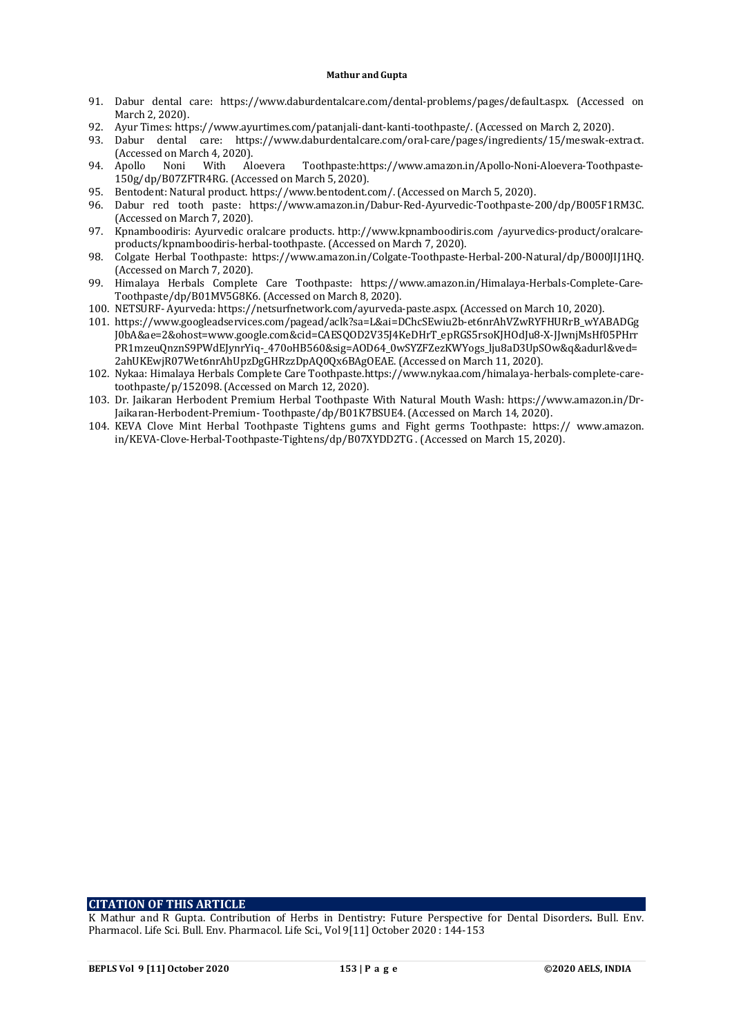91. Dabur dental care: https://www.daburdentalcare.com/dental-problems/pages/default.aspx. (Accessed on March 2, 2020).
92. Ayur Times: https://www.ayurtimes.com/patanjali-dant-kanti-toothpaste/. (Accessed on March 2, 2020).
93. Dabur dental care: https://www.daburdentalcare.com/oral-care/pages/ingredients/15/meswak-extract. (Accessed on March 4, 2020).
94. Apollo Noni With Aloevera Toothpaste:https://www.amazon.in/Apollo-Noni-Aloevera-Toothpaste-150g/dp/B07ZFTR4RG. (Accessed on March 5, 2020).
95. Bentodent: Natural product. https://www.bentodent.com/. (Accessed on March 5, 2020).
96. Dabur red tooth paste: https://www.amazon.in/Dabur-Red-Ayurvedic-Toothpaste-200/dp/B005F1RM3C. (Accessed on March 7, 2020).
97. Kpnamboodiris: Ayurvedic oralcare products. http://www.kpnamboodiris.com /ayurvedics-product/oralcare-products/kpnamboodiris-herbal-toothpaste. (Accessed on March 7, 2020).
98. Colgate Herbal Toothpaste: https://www.amazon.in/Colgate-Toothpaste-Herbal-200-Natural/dp/B000JIJ1HQ. (Accessed on March 7, 2020).
99. Himalaya Herbals Complete Care Toothpaste: https://www.amazon.in/Himalaya-Herbals-Complete-Care-Toothpaste/dp/B01MV5G8K6. (Accessed on March 8, 2020).
100. NETSURF- Ayurveda: https://netsurfnetwork.com/ayurveda-paste.aspx. (Accessed on March 10, 2020).
101. https://www.googleadservices.com/pagead/aclk?sa=L&ai=DChcSEwiu2b-et6nrAhVZwRYFHURrB_wYABADGgJ0bA&ae=2&ohost=www.google.com&cid=CAESQOD2V35J4KeDHrT_epRGS5rsoKJHOdJu8-X-JJwnjMsHf05PHrrPR1mzeuQnznS9PWdEJynrYiq-_470oHB560&sig=AOD64_0wSYZFZezKWYogs_lju8aD3UpSOw&q&adurl&ved=2ahUKEwjR07Wet6nrAhUpzDgGHRzzDpAQ0Qx6BAgOEAE. (Accessed on March 11, 2020).
102. Nykaa: Himalaya Herbals Complete Care Toothpaste.https://www.nykaa.com/himalaya-herbals-complete-care-toothpaste/p/152098. (Accessed on March 12, 2020).
103. Dr. Jaikaran Herbodent Premium Herbal Toothpaste With Natural Mouth Wash: https://www.amazon.in/Dr-Jaikaran-Herbodent-Premium- Toothpaste/dp/B01K7BSUE4. (Accessed on March 14, 2020).
104. KEVA Clove Mint Herbal Toothpaste Tightens gums and Fight germs Toothpaste: https:// www.amazon.in/KEVA-Clove-Herbal-Toothpaste-Tightens/dp/B07XYDD2TG . (Accessed on March 15, 2020).

## CITATION OF THIS ARTICLE

K Mathur and R Gupta. Contribution of Herbs in Dentistry: Future Perspective for Dental Disorders**.** Bull. Env. Pharmacol. Life Sci. Bull. Env. Pharmacol. Life Sci., Vol 9[11] October 2020 : 144-153